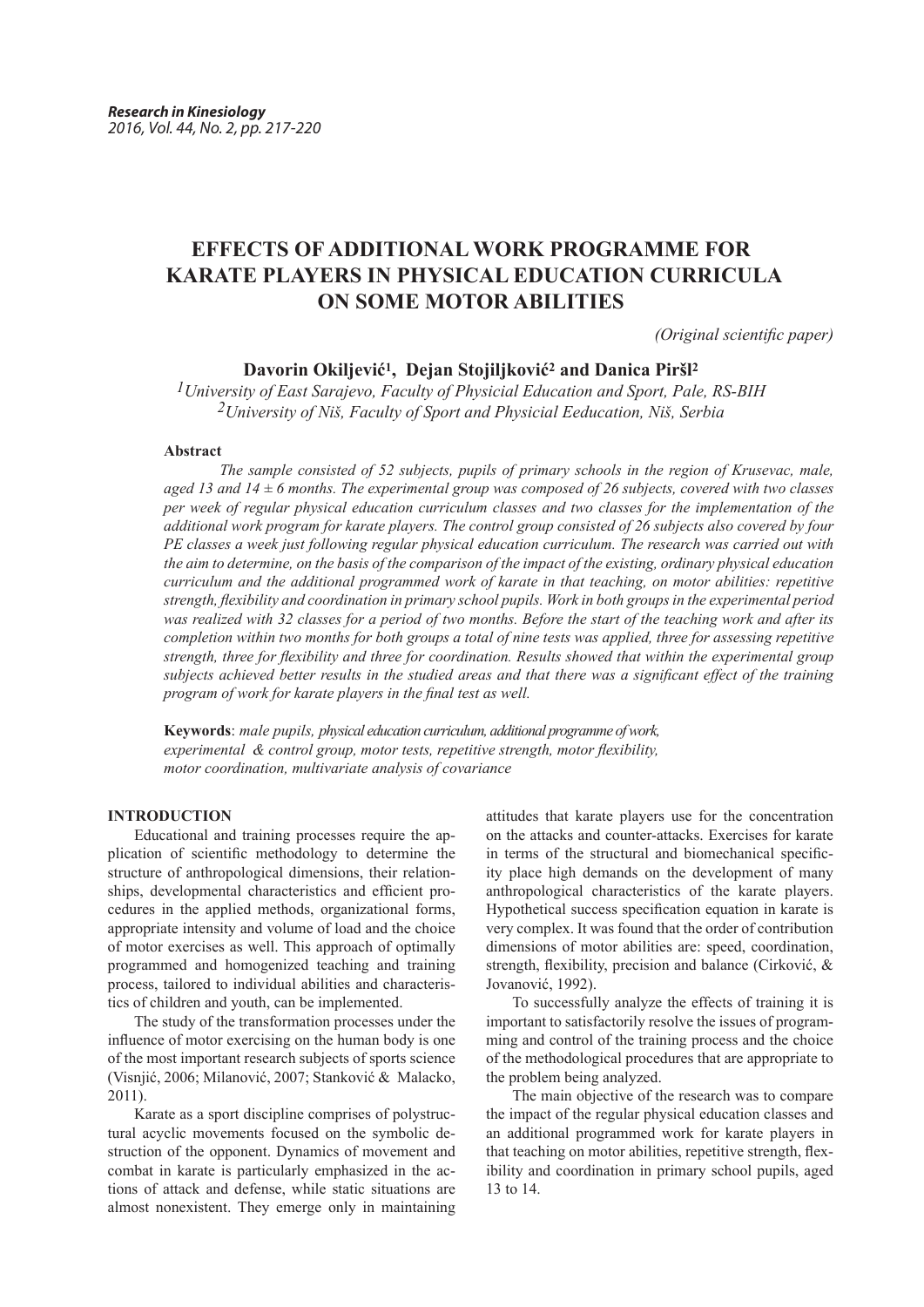# EFFECTS OF ADDITIONAL WORK PROGRAMME FOR KARATE PLAYERS IN PHYSICAL EDUCATION CURRICULA ON SOME MOTOR ABILITIES

*(Original scientific paper)*

**Davorin Okiljević[1], Dejan Stojiljković[2] and Danica Piršl[2]**

*[1]University of East Sarajevo, Faculty of Physicial Education and Sport, Pale, RS-BIH*
*[2]University of Niš, Faculty of Sport and Physicial Eeducation, Niš, Serbia*

**Abstract**

*The sample consisted of 52 subjects, pupils of primary schools in the region of Krusevac, male, aged 13 and 14 ± 6 months. The experimental group was composed of 26 subjects, covered with two classes per week of regular physical education curriculum classes and two classes for the implementation of the additional work program for karate players. The control group consisted of 26 subjects also covered by four PE classes a week just following regular physical education curriculum. The research was carried out with the aim to determine, on the basis of the comparison of the impact of the existing, ordinary physical education curriculum and the additional programmed work of karate in that teaching, on motor abilities: repetitive strength, flexibility and coordination in primary school pupils. Work in both groups in the experimental period was realized with 32 classes for a period of two months. Before the start of the teaching work and after its completion within two months for both groups a total of nine tests was applied, three for assessing repetitive strength, three for flexibility and three for coordination. Results showed that within the experimental group subjects achieved better results in the studied areas and that there was a significant effect of the training program of work for karate players in the final test as well.*

**Keywords**: *male pupils, physical education curriculum, additional programme of work, experimental & control group, motor tests, repetitive strength, motor flexibility, motor coordination, multivariate analysis of covariance*

## INTRODUCTION

Educational and training processes require the application of scientific methodology to determine the structure of anthropological dimensions, their relationships, developmental characteristics and efficient procedures in the applied methods, organizational forms, appropriate intensity and volume of load and the choice of motor exercises as well. This approach of optimally programmed and homogenized teaching and training process, tailored to individual abilities and characteristics of children and youth, can be implemented.

The study of the transformation processes under the influence of motor exercising on the human body is one of the most important research subjects of sports science (Visnjić, 2006; Milanović, 2007; Stanković & Malacko, 2011).

Karate as a sport discipline comprises of polystructural acyclic movements focused on the symbolic destruction of the opponent. Dynamics of movement and combat in karate is particularly emphasized in the actions of attack and defense, while static situations are almost nonexistent. They emerge only in maintaining attitudes that karate players use for the concentration on the attacks and counter-attacks. Exercises for karate in terms of the structural and biomechanical specificity place high demands on the development of many anthropological characteristics of the karate players. Hypothetical success specification equation in karate is very complex. It was found that the order of contribution dimensions of motor abilities are: speed, coordination, strength, flexibility, precision and balance (Cirković, & Jovanović, 1992).

To successfully analyze the effects of training it is important to satisfactorily resolve the issues of programming and control of the training process and the choice of the methodological procedures that are appropriate to the problem being analyzed.

The main objective of the research was to compare the impact of the regular physical education classes and an additional programmed work for karate players in that teaching on motor abilities, repetitive strength, flexibility and coordination in primary school pupils, aged 13 to 14.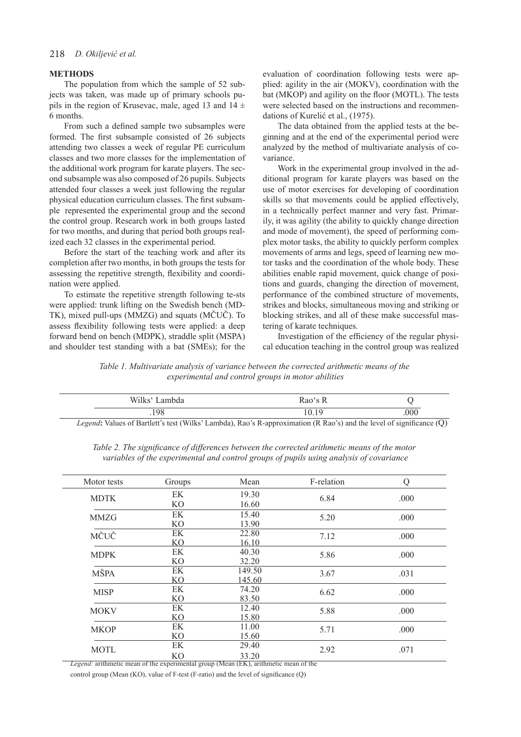## METHODS

The population from which the sample of 52 subjects was taken, was made up of primary schools pupils in the region of Krusevac, male, aged 13 and 14 ± 6 months.

From such a defined sample two subsamples were formed. The first subsample consisted of 26 subjects attending two classes a week of regular PE curriculum classes and two more classes for the implementation of the additional work program for karate players. The second subsample was also composed of 26 pupils. Subjects attended four classes a week just following the regular physical education curriculum classes. The first subsample represented the experimental group and the second the control group. Research work in both groups lasted for two months, and during that period both groups realized each 32 classes in the experimental period.

Before the start of the teaching work and after its completion after two months, in both groups the tests for assessing the repetitive strength, flexibility and coordination were applied.

To estimate the repetitive strength following te-sts were applied: trunk lifting on the Swedish bench (MDTK), mixed pull-ups (MMZG) and squats (MČUČ). To assess flexibility following tests were applied: a deep forward bend on bench (MDPK), straddle split (MSPA) and shoulder test standing with a bat (SMEs); for the evaluation of coordination following tests were applied: agility in the air (MOKV), coordination with the bat (MKOP) and agility on the floor (MOTL). The tests were selected based on the instructions and recommendations of Kurelić et al., (1975).

The data obtained from the applied tests at the beginning and at the end of the experimental period were analyzed by the method of multivariate analysis of covariance.

Work in the experimental group involved in the additional program for karate players was based on the use of motor exercises for developing of coordination skills so that movements could be applied effectively, in a technically perfect manner and very fast. Primarily, it was agility (the ability to quickly change direction and mode of movement), the speed of performing complex motor tasks, the ability to quickly perform complex movements of arms and legs, speed of learning new motor tasks and the coordination of the whole body. These abilities enable rapid movement, quick change of positions and guards, changing the direction of movement, performance of the combined structure of movements, strikes and blocks, simultaneous moving and striking or blocking strikes, and all of these make successful mastering of karate techniques.

Investigation of the efficiency of the regular physical education teaching in the control group was realized

*Table 1. Multivariate analysis of variance between the corrected arithmetic means of the experimental and control groups in motor abilities*

| Wilks' Lambda | Rao's R | Q |
|---|---|---|
| .198 | 10.19 | .000 |

*Legend*: Values of Bartlett's test (Wilks' Lambda), Rao's R-approximation (R Rao's) and the level of significance (Q)

*Table 2. The significance of differences between the corrected arithmetic means of the motor variables of the experimental and control groups of pupils using analysis of covariance*

| Motor tests | Groups | Mean | F-relation | Q |
|---|---|---|---|---|
| MDTK | EK | 19.30 | 6.84 | .000 |
| | KO | 16.60 | | |
| MMZG | EK | 15.40 | 5.20 | .000 |
| | KO | 13.90 | | |
| MČUČ | EK | 22.80 | 7.12 | .000 |
| | KO | 16.10 | | |
| MDPK | EK | 40.30 | 5.86 | .000 |
| | KO | 32.20 | | |
| MŠPA | EK | 149.50 | 3.67 | .031 |
| | KO | 145.60 | | |
| MISP | EK | 74.20 | 6.62 | .000 |
| | KO | 83.50 | | |
| MOKV | EK | 12.40 | 5.88 | .000 |
| | KO | 15.80 | | |
| MKOP | EK | 11.00 | 5.71 | .000 |
| | KO | 15.60 | | |
| MOTL | EK | 29.40 | 2.92 | .071 |
| | KO | 33.20 | | |

*Legend:* arithmetic mean of the experimental group (Mean (EK), arithmetic mean of the control group (Mean (KO), value of F-test (F-ratio) and the level of significance (Q)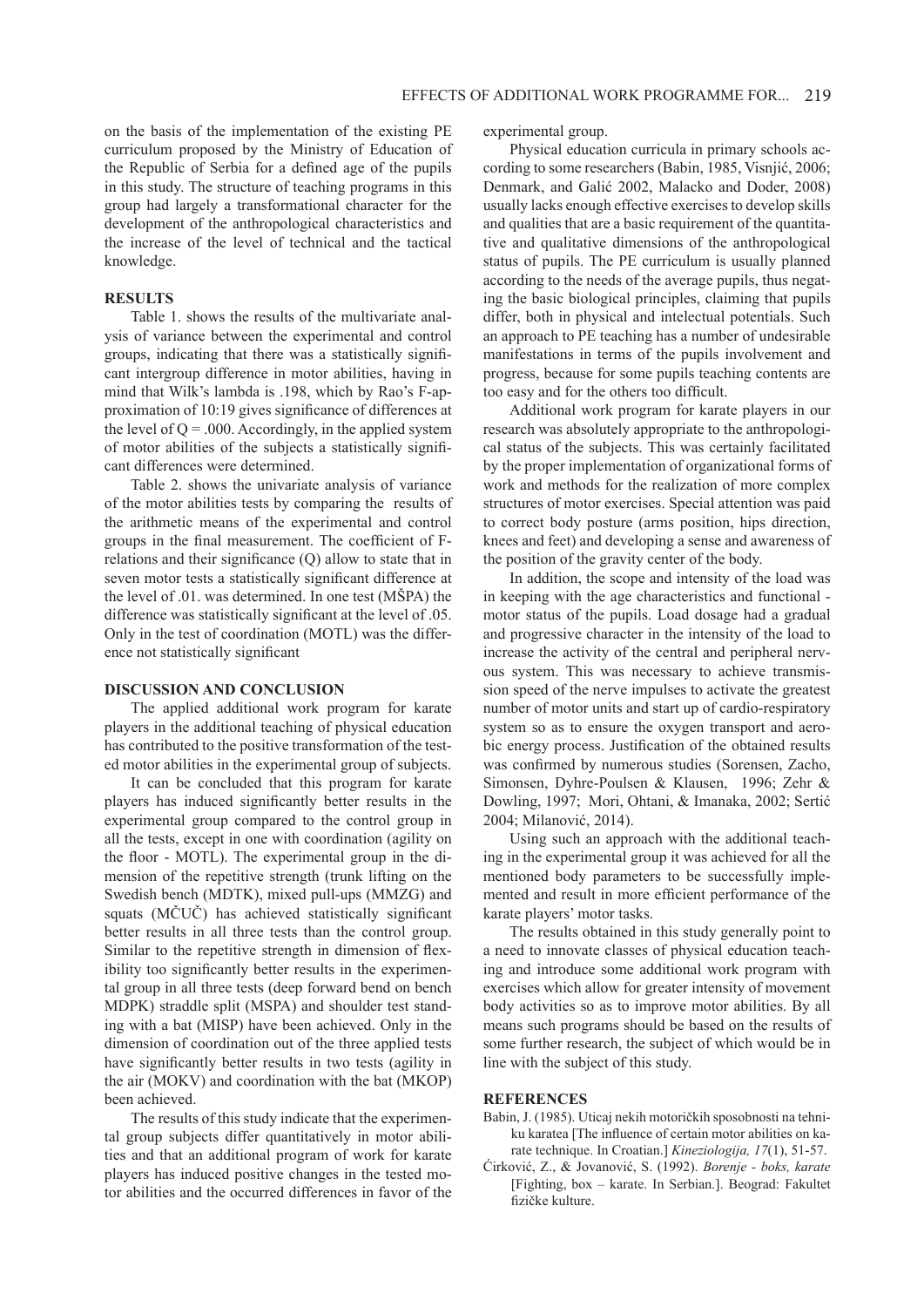on the basis of the implementation of the existing PE curriculum proposed by the Ministry of Education of the Republic of Serbia for a defined age of the pupils in this study. The structure of teaching programs in this group had largely a transformational character for the development of the anthropological characteristics and the increase of the level of technical and the tactical knowledge.

## RESULTS

Table 1. shows the results of the multivariate analysis of variance between the experimental and control groups, indicating that there was a statistically significant intergroup difference in motor abilities, having in mind that Wilk's lambda is .198, which by Rao's F-approximation of 10:19 gives significance of differences at the level of Q = .000. Accordingly, in the applied system of motor abilities of the subjects a statistically significant differences were determined.

Table 2. shows the univariate analysis of variance of the motor abilities tests by comparing the results of the arithmetic means of the experimental and control groups in the final measurement. The coefficient of F-relations and their significance (Q) allow to state that in seven motor tests a statistically significant difference at the level of .01. was determined. In one test (MŠPA) the difference was statistically significant at the level of .05. Only in the test of coordination (MOTL) was the difference not statistically significant

## DISCUSSION AND CONCLUSION

The applied additional work program for karate players in the additional teaching of physical education has contributed to the positive transformation of the tested motor abilities in the experimental group of subjects.

It can be concluded that this program for karate players has induced significantly better results in the experimental group compared to the control group in all the tests, except in one with coordination (agility on the floor - MOTL). The experimental group in the dimension of the repetitive strength (trunk lifting on the Swedish bench (MDTK), mixed pull-ups (MMZG) and squats (MČUČ) has achieved statistically significant better results in all three tests than the control group. Similar to the repetitive strength in dimension of flexibility too significantly better results in the experimental group in all three tests (deep forward bend on bench MDPK) straddle split (MSPA) and shoulder test standing with a bat (MISP) have been achieved. Only in the dimension of coordination out of the three applied tests have significantly better results in two tests (agility in the air (MOKV) and coordination with the bat (MKOP) been achieved.

The results of this study indicate that the experimental group subjects differ quantitatively in motor abilities and that an additional program of work for karate players has induced positive changes in the tested motor abilities and the occurred differences in favor of the experimental group.

Physical education curricula in primary schools according to some researchers (Babin, 1985, Visnjić, 2006; Denmark, and Galić 2002, Malacko and Doder, 2008) usually lacks enough effective exercises to develop skills and qualities that are a basic requirement of the quantitative and qualitative dimensions of the anthropological status of pupils. The PE curriculum is usually planned according to the needs of the average pupils, thus negating the basic biological principles, claiming that pupils differ, both in physical and intelectual potentials. Such an approach to PE teaching has a number of undesirable manifestations in terms of the pupils involvement and progress, because for some pupils teaching contents are too easy and for the others too difficult.

Additional work program for karate players in our research was absolutely appropriate to the anthropological status of the subjects. This was certainly facilitated by the proper implementation of organizational forms of work and methods for the realization of more complex structures of motor exercises. Special attention was paid to correct body posture (arms position, hips direction, knees and feet) and developing a sense and awareness of the position of the gravity center of the body.

In addition, the scope and intensity of the load was in keeping with the age characteristics and functional - motor status of the pupils. Load dosage had a gradual and progressive character in the intensity of the load to increase the activity of the central and peripheral nervous system. This was necessary to achieve transmission speed of the nerve impulses to activate the greatest number of motor units and start up of cardio-respiratory system so as to ensure the oxygen transport and aerobic energy process. Justification of the obtained results was confirmed by numerous studies (Sorensen, Zacho, Simonsen, Dyhre-Poulsen & Klausen, 1996; Zehr & Dowling, 1997; Mori, Ohtani, & Imanaka, 2002; Sertić 2004; Milanović, 2014).

Using such an approach with the additional teaching in the experimental group it was achieved for all the mentioned body parameters to be successfully implemented and result in more efficient performance of the karate players' motor tasks.

The results obtained in this study generally point to a need to innovate classes of physical education teaching and introduce some additional work program with exercises which allow for greater intensity of movement body activities so as to improve motor abilities. By all means such programs should be based on the results of some further research, the subject of which would be in line with the subject of this study.

## REFERENCES

Babin, J. (1985). Uticaj nekih motoričkih sposobnosti na tehniku karatea [The influence of certain motor abilities on karate technique. In Croatian.] *Kineziologija, 17*(1), 51-57.

Ćirković, Z., & Jovanović, S. (1992). *Borenje - boks, karate* [Fighting, box – karate. In Serbian.]. Beograd: Fakultet fizičke kulture.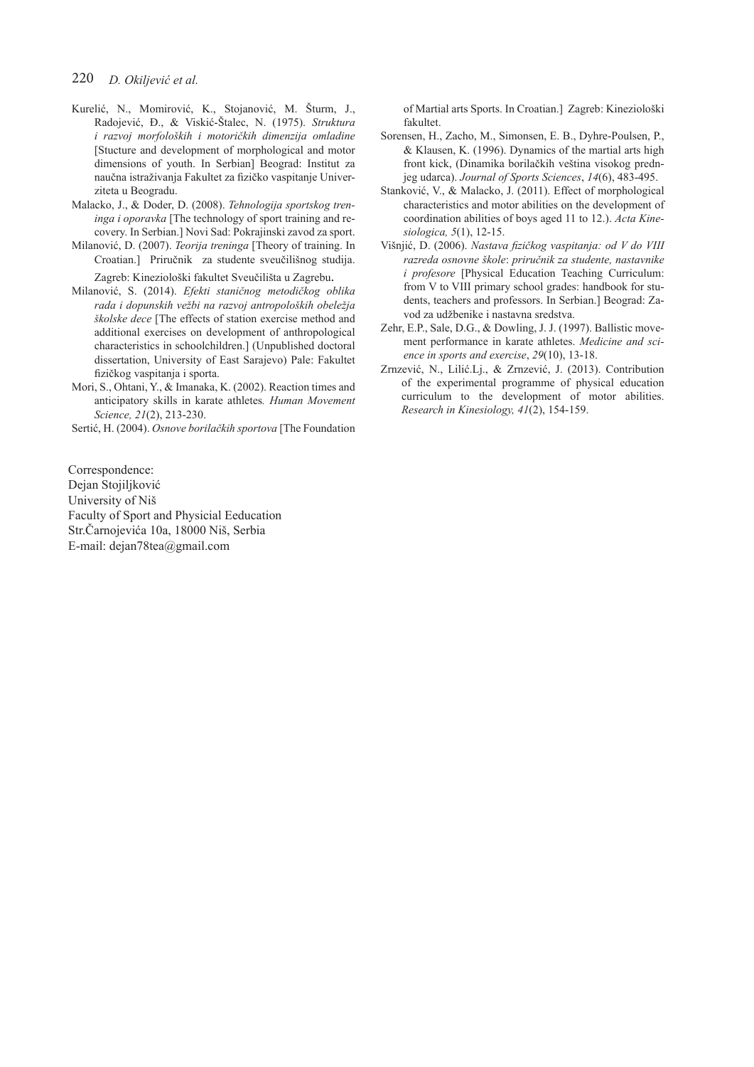Kurelić, N., Momirović, K., Stojanović, M. Šturm, J., Radojević, Đ., & Viskić-Štalec, N. (1975). *Struktura i razvoj morfoloških i motoričkih dimenzija omladine* [Stucture and development of morphological and motor dimensions of youth. In Serbian] Beograd: Institut za naučna istraživanja Fakultet za fizičko vaspitanje Univerziteta u Beogradu.

Malacko, J., & Doder, D. (2008). *Tehnologija sportskog treninga i oporavka* [The technology of sport training and recovery. In Serbian.] Novi Sad: Pokrajinski zavod za sport.

Milanović, D. (2007). *Teorija treninga* [Theory of training. In Croatian.] Priručnik za studente sveučilišnog studija. Zagreb: Kineziološki fakultet Sveučilišta u Zagrebu.

Milanović, S. (2014). *Efekti staničnog metodičkog oblika rada i dopunskih vežbi na razvoj antropoloških obeležja školske dece* [The effects of station exercise method and additional exercises on development of anthropological characteristics in schoolchildren.] (Unpublished doctoral dissertation, University of East Sarajevo) Pale: Fakultet fizičkog vaspitanja i sporta.

Mori, S., Ohtani, Y., & Imanaka, K. (2002). Reaction times and anticipatory skills in karate athletes*. Human Movement Science, 21*(2), 213-230.

Sertić, H. (2004). *Osnove borilaćkih sportova* [The Foundation of Martial arts Sports. In Croatian.] Zagreb: Kineziološki fakultet.

Sorensen, H., Zacho, M., Simonsen, E. B., Dyhre-Poulsen, P., & Klausen, K. (1996). Dynamics of the martial arts high front kick, (Dinamika borilačkih veština visokog prednjeg udarca). *Journal of Sports Sciences*, *14*(6), 483-495.

Stanković, V., & Malacko, J. (2011). Effect of morphological characteristics and motor abilities on the development of coordination abilities of boys aged 11 to 12.). *Acta Kinesiologica, 5*(1), 12-15.

Višnjić, D. (2006). *Nastava fizičkog vaspitanja: od V do VIII razreda osnovne škole*: *priručnik za studente, nastavnike i profesore* [Physical Education Teaching Curriculum: from V to VIII primary school grades: handbook for students, teachers and professors. In Serbian.] Beograd: Zavod za udžbenike i nastavna sredstva.

Zehr, E.P., Sale, D.G., & Dowling, J. J. (1997). Ballistic movement performance in karate athletes. *Medicine and science in sports and exercise*, *29*(10), 13-18.

Zrnzević, N., Lilić.Lj., & Zrnzević, J. (2013). Contribution of the experimental programme of physical education curriculum to the development of motor abilities. *Research in Kinesiology, 41*(2), 154-159.

Correspondence:
Dejan Stojiljković
University of Niš
Faculty of Sport and Physicial Eeducation
Str.Čarnojevića 10a, 18000 Niš, Serbia
E-mail: dejan78tea@gmail.com